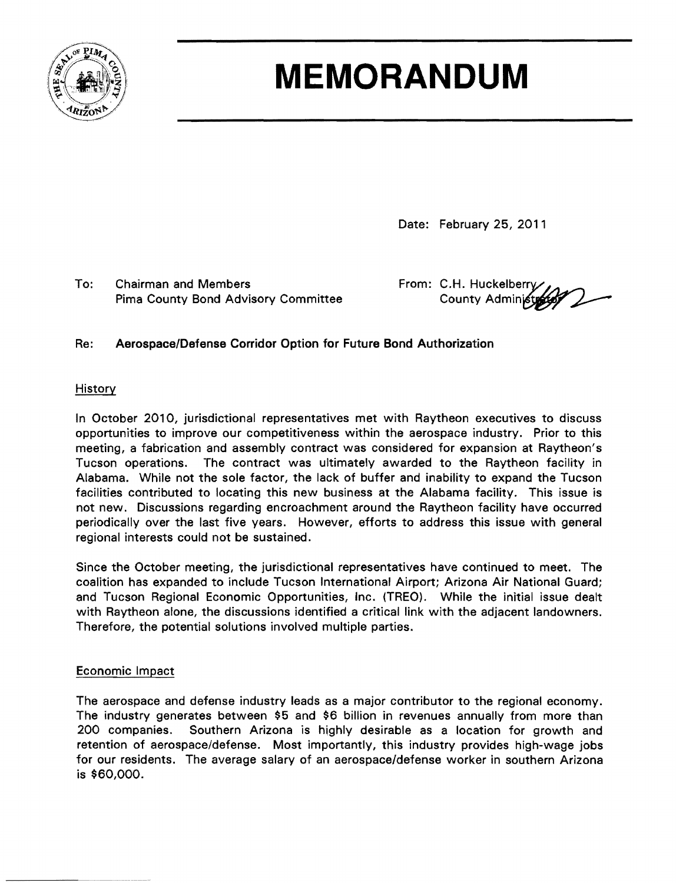# MEMORANDUM

Date: February 25, 2011

To: Chairman and Members
Pima County Bond Advisory Committee

From: C.H. Huckelberry
County Administrator

Re: **Aerospace/Defense Corridor Option for Future Bond Authorization**

## History

In October 2010, jurisdictional representatives met with Raytheon executives to discuss opportunities to improve our competitiveness within the aerospace industry. Prior to this meeting, a fabrication and assembly contract was considered for expansion at Raytheon's Tucson operations. The contract was ultimately awarded to the Raytheon facility in Alabama. While not the sole factor, the lack of buffer and inability to expand the Tucson facilities contributed to locating this new business at the Alabama facility. This issue is not new. Discussions regarding encroachment around the Raytheon facility have occurred periodically over the last five years. However, efforts to address this issue with general regional interests could not be sustained.

Since the October meeting, the jurisdictional representatives have continued to meet. The coalition has expanded to include Tucson International Airport; Arizona Air National Guard; and Tucson Regional Economic Opportunities, Inc. (TREO). While the initial issue dealt with Raytheon alone, the discussions identified a critical link with the adjacent landowners. Therefore, the potential solutions involved multiple parties.

## Economic Impact

The aerospace and defense industry leads as a major contributor to the regional economy. The industry generates between $5 and $6 billion in revenues annually from more than 200 companies. Southern Arizona is highly desirable as a location for growth and retention of aerospace/defense. Most importantly, this industry provides high-wage jobs for our residents. The average salary of an aerospace/defense worker in southern Arizona is $60,000.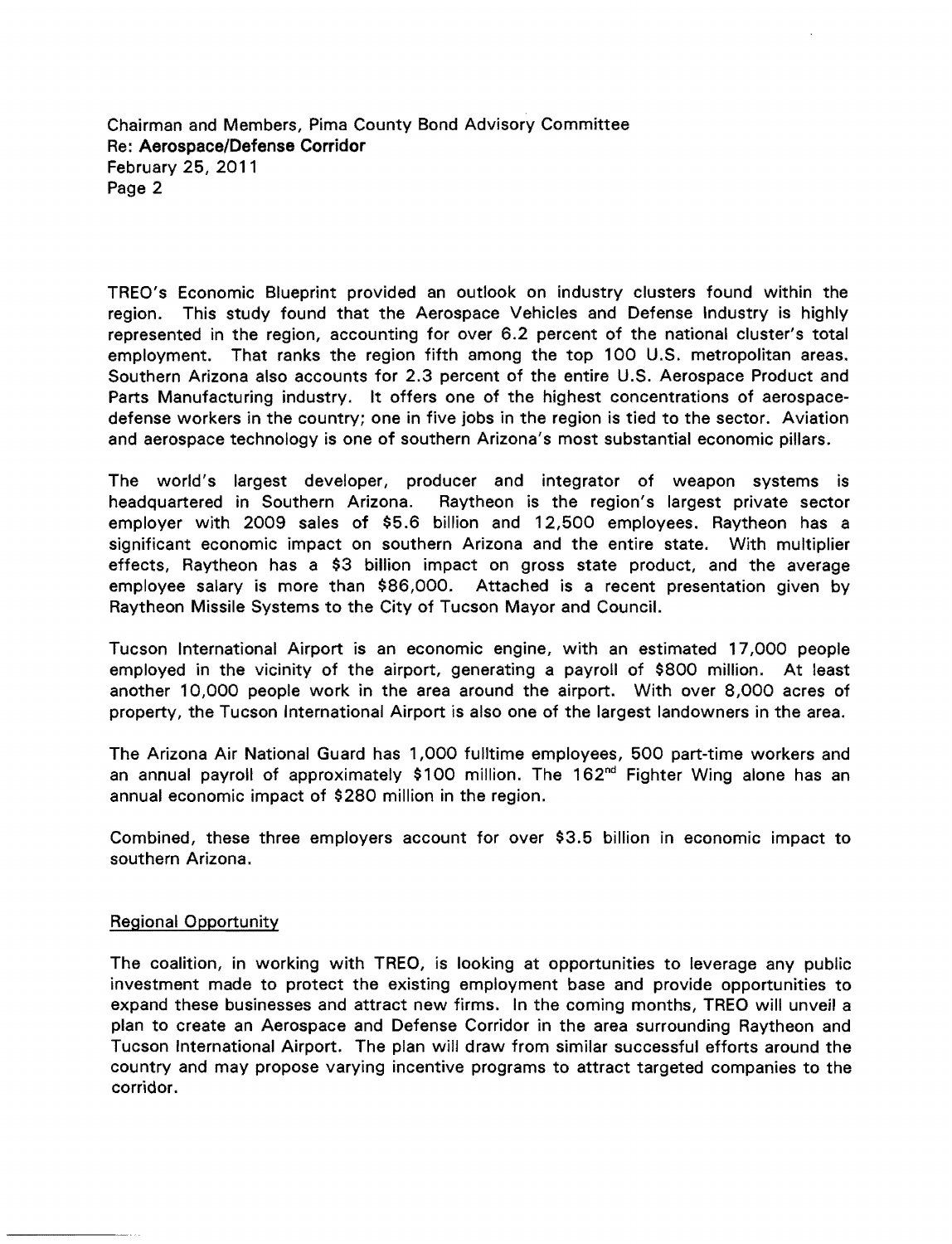Chairman and Members, Pima County Bond Advisory Committee
Re: **Aerospace/Defense Corridor**
February 25, 2011

TREO's Economic Blueprint provided an outlook on industry clusters found within the region. This study found that the Aerospace Vehicles and Defense Industry is highly represented in the region, accounting for over 6.2 percent of the national cluster's total employment. That ranks the region fifth among the top 100 U.S. metropolitan areas. Southern Arizona also accounts for 2.3 percent of the entire U.S. Aerospace Product and Parts Manufacturing industry. It offers one of the highest concentrations of aerospace-defense workers in the country; one in five jobs in the region is tied to the sector. Aviation and aerospace technology is one of southern Arizona's most substantial economic pillars.

The world's largest developer, producer and integrator of weapon systems is headquartered in Southern Arizona. Raytheon is the region's largest private sector employer with 2009 sales of $5.6 billion and 12,500 employees. Raytheon has a significant economic impact on southern Arizona and the entire state. With multiplier effects, Raytheon has a $3 billion impact on gross state product, and the average employee salary is more than $86,000. Attached is a recent presentation given by Raytheon Missile Systems to the City of Tucson Mayor and Council.

Tucson International Airport is an economic engine, with an estimated 17,000 people employed in the vicinity of the airport, generating a payroll of $800 million. At least another 10,000 people work in the area around the airport. With over 8,000 acres of property, the Tucson International Airport is also one of the largest landowners in the area.

The Arizona Air National Guard has 1,000 fulltime employees, 500 part-time workers and an annual payroll of approximately $100 million. The 162nd Fighter Wing alone has an annual economic impact of $280 million in the region.

Combined, these three employers account for over $3.5 billion in economic impact to southern Arizona.

## Regional Opportunity

The coalition, in working with TREO, is looking at opportunities to leverage any public investment made to protect the existing employment base and provide opportunities to expand these businesses and attract new firms. In the coming months, TREO will unveil a plan to create an Aerospace and Defense Corridor in the area surrounding Raytheon and Tucson International Airport. The plan will draw from similar successful efforts around the country and may propose varying incentive programs to attract targeted companies to the corridor.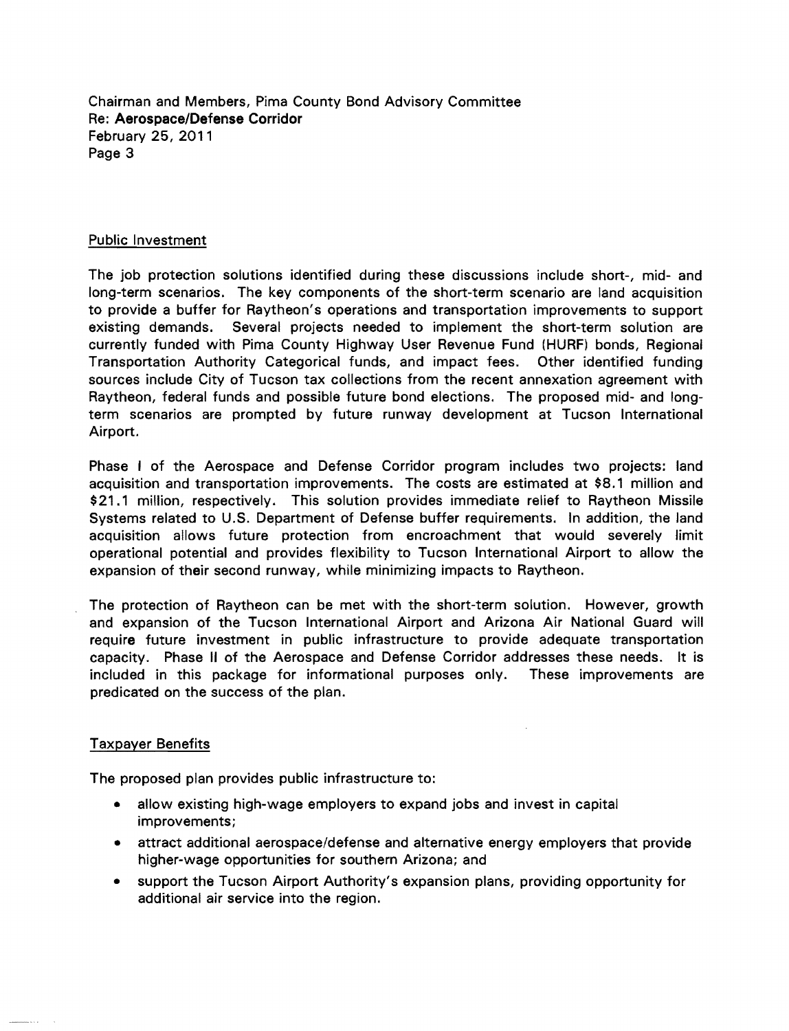## Public Investment

The job protection solutions identified during these discussions include short-, mid- and long-term scenarios. The key components of the short-term scenario are land acquisition to provide a buffer for Raytheon's operations and transportation improvements to support existing demands. Several projects needed to implement the short-term solution are currently funded with Pima County Highway User Revenue Fund (HURF) bonds, Regional Transportation Authority Categorical funds, and impact fees. Other identified funding sources include City of Tucson tax collections from the recent annexation agreement with Raytheon, federal funds and possible future bond elections. The proposed mid- and long-term scenarios are prompted by future runway development at Tucson International Airport.

Phase I of the Aerospace and Defense Corridor program includes two projects: land acquisition and transportation improvements. The costs are estimated at $8.1 million and $21.1 million, respectively. This solution provides immediate relief to Raytheon Missile Systems related to U.S. Department of Defense buffer requirements. In addition, the land acquisition allows future protection from encroachment that would severely limit operational potential and provides flexibility to Tucson International Airport to allow the expansion of their second runway, while minimizing impacts to Raytheon.

The protection of Raytheon can be met with the short-term solution. However, growth and expansion of the Tucson International Airport and Arizona Air National Guard will require future investment in public infrastructure to provide adequate transportation capacity. Phase II of the Aerospace and Defense Corridor addresses these needs. It is included in this package for informational purposes only. These improvements are predicated on the success of the plan.

## Taxpayer Benefits

The proposed plan provides public infrastructure to:

- allow existing high-wage employers to expand jobs and invest in capital improvements;
- attract additional aerospace/defense and alternative energy employers that provide higher-wage opportunities for southern Arizona; and
- support the Tucson Airport Authority's expansion plans, providing opportunity for additional air service into the region.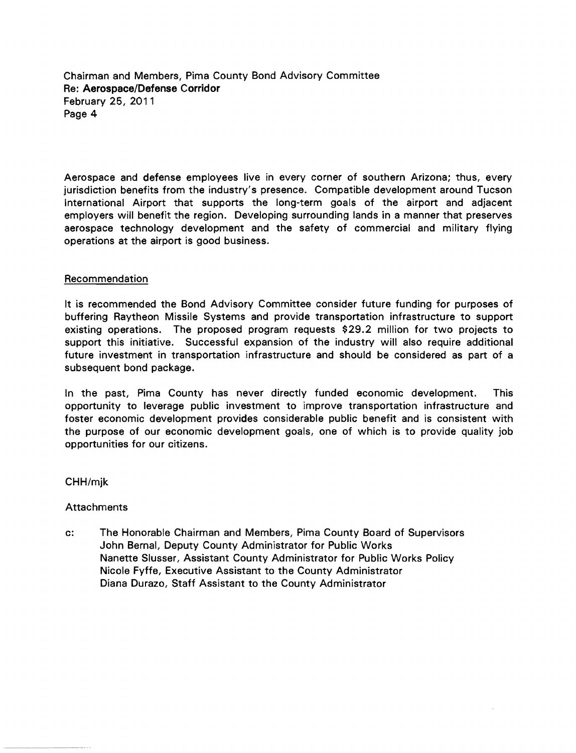Chairman and Members, Pima County Bond Advisory Committee
**Re: Aerospace/Defense Corridor**
February 25, 2011

Aerospace and defense employees live in every corner of southern Arizona; thus, every jurisdiction benefits from the industry's presence. Compatible development around Tucson International Airport that supports the long-term goals of the airport and adjacent employers will benefit the region. Developing surrounding lands in a manner that preserves aerospace technology development and the safety of commercial and military flying operations at the airport is good business.

## Recommendation

It is recommended the Bond Advisory Committee consider future funding for purposes of buffering Raytheon Missile Systems and provide transportation infrastructure to support existing operations. The proposed program requests $29.2 million for two projects to support this initiative. Successful expansion of the industry will also require additional future investment in transportation infrastructure and should be considered as part of a subsequent bond package.

In the past, Pima County has never directly funded economic development. This opportunity to leverage public investment to improve transportation infrastructure and foster economic development provides considerable public benefit and is consistent with the purpose of our economic development goals, one of which is to provide quality job opportunities for our citizens.

CHH/mjk

Attachments

c: The Honorable Chairman and Members, Pima County Board of Supervisors
John Bernal, Deputy County Administrator for Public Works
Nanette Slusser, Assistant County Administrator for Public Works Policy
Nicole Fyffe, Executive Assistant to the County Administrator
Diana Durazo, Staff Assistant to the County Administrator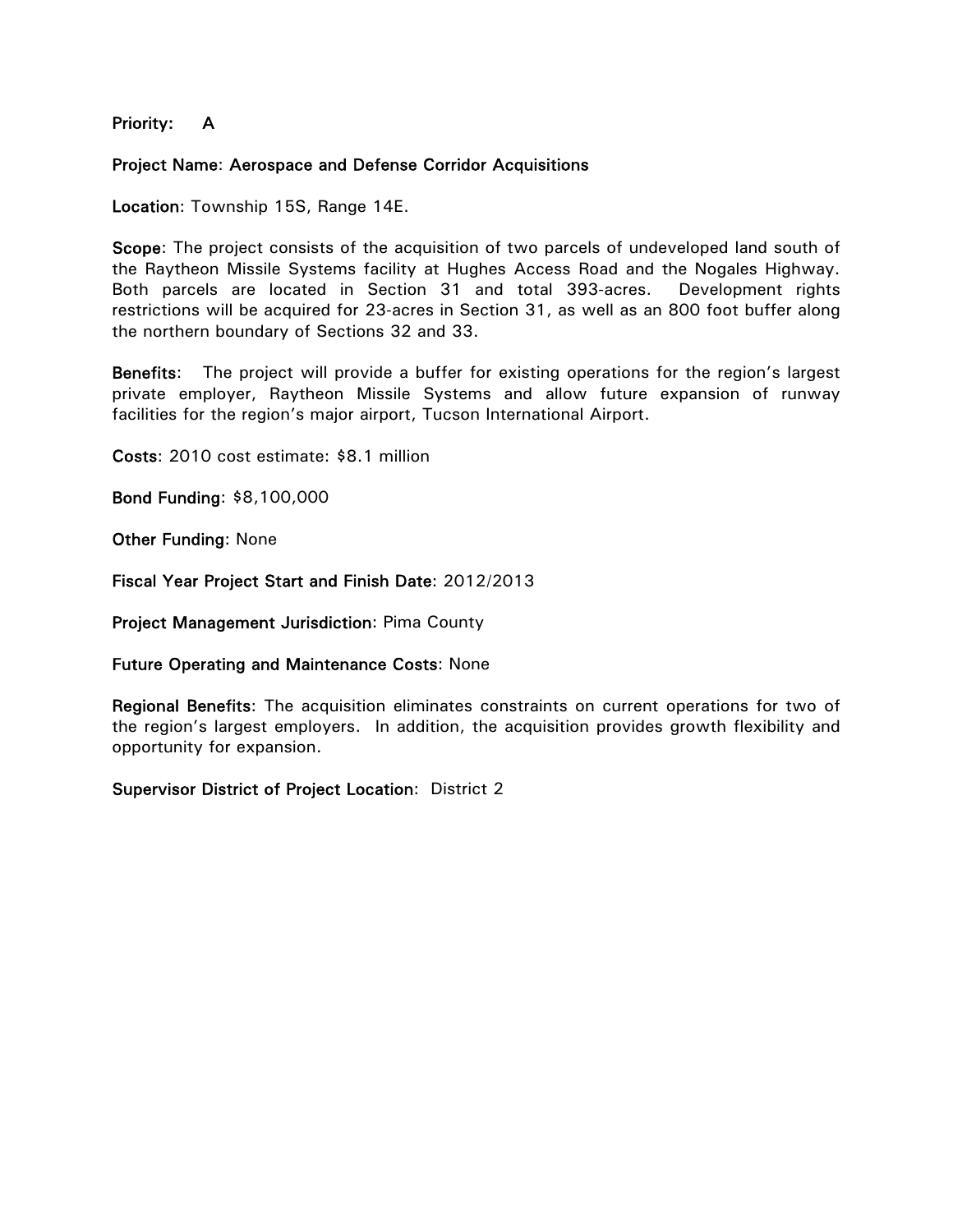**Priority:** A

**Project Name:** Aerospace and Defense Corridor Acquisitions

**Location:** Township 15S, Range 14E.

**Scope:** The project consists of the acquisition of two parcels of undeveloped land south of the Raytheon Missile Systems facility at Hughes Access Road and the Nogales Highway. Both parcels are located in Section 31 and total 393-acres. Development rights restrictions will be acquired for 23-acres in Section 31, as well as an 800 foot buffer along the northern boundary of Sections 32 and 33.

**Benefits:** The project will provide a buffer for existing operations for the region's largest private employer, Raytheon Missile Systems and allow future expansion of runway facilities for the region's major airport, Tucson International Airport.

**Costs:** 2010 cost estimate: $8.1 million

**Bond Funding:** $8,100,000

**Other Funding:** None

**Fiscal Year Project Start and Finish Date:** 2012/2013

**Project Management Jurisdiction:** Pima County

**Future Operating and Maintenance Costs:** None

**Regional Benefits:** The acquisition eliminates constraints on current operations for two of the region's largest employers. In addition, the acquisition provides growth flexibility and opportunity for expansion.

**Supervisor District of Project Location:** District 2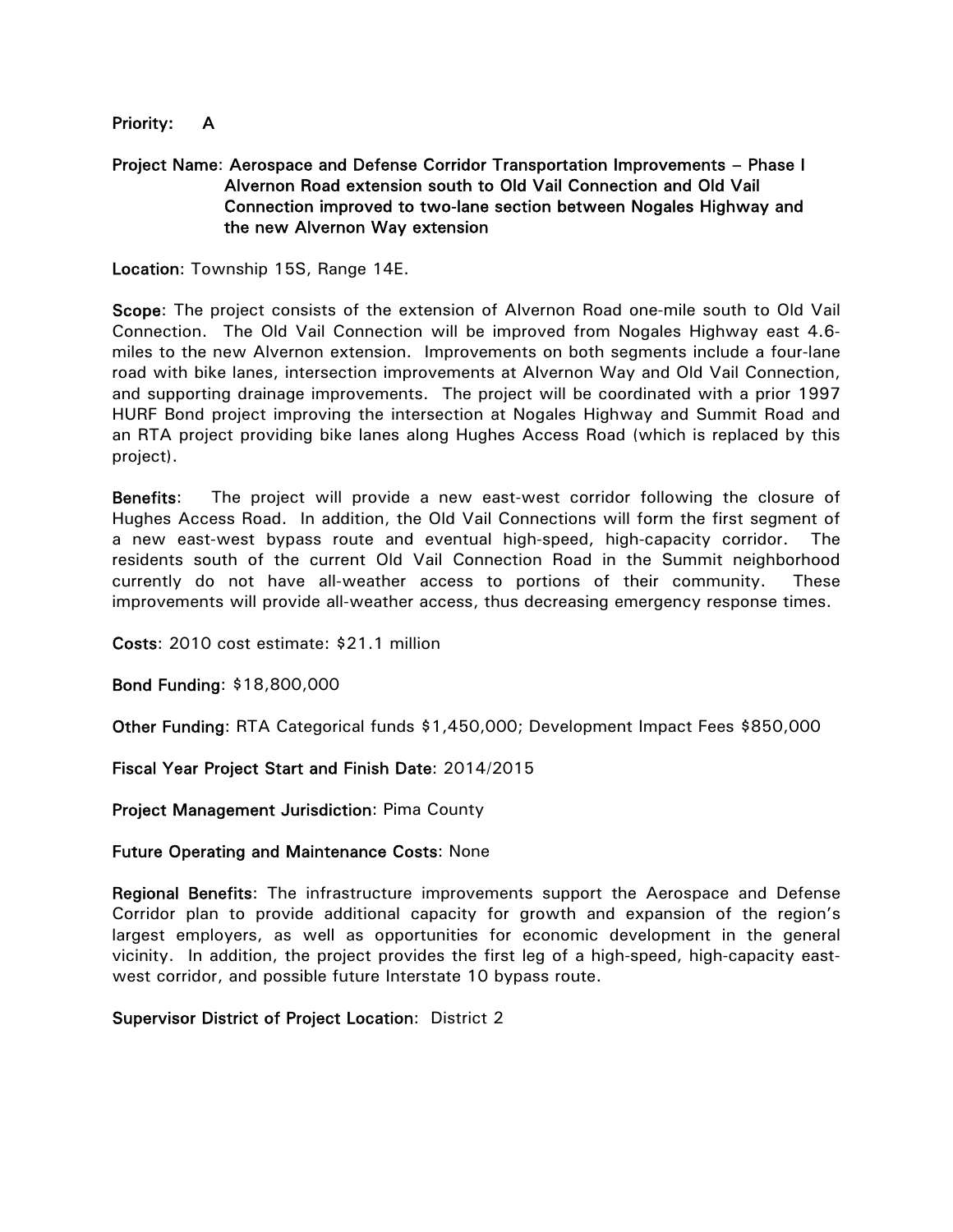**Priority:** A

**Project Name:** Aerospace and Defense Corridor Transportation Improvements – Phase I Alvernon Road extension south to Old Vail Connection and Old Vail Connection improved to two-lane section between Nogales Highway and the new Alvernon Way extension

**Location:** Township 15S, Range 14E.

**Scope:** The project consists of the extension of Alvernon Road one-mile south to Old Vail Connection. The Old Vail Connection will be improved from Nogales Highway east 4.6-miles to the new Alvernon extension. Improvements on both segments include a four-lane road with bike lanes, intersection improvements at Alvernon Way and Old Vail Connection, and supporting drainage improvements. The project will be coordinated with a prior 1997 HURF Bond project improving the intersection at Nogales Highway and Summit Road and an RTA project providing bike lanes along Hughes Access Road (which is replaced by this project).

**Benefits:** The project will provide a new east-west corridor following the closure of Hughes Access Road. In addition, the Old Vail Connections will form the first segment of a new east-west bypass route and eventual high-speed, high-capacity corridor. The residents south of the current Old Vail Connection Road in the Summit neighborhood currently do not have all-weather access to portions of their community. These improvements will provide all-weather access, thus decreasing emergency response times.

**Costs:** 2010 cost estimate: $21.1 million

**Bond Funding:** $18,800,000

**Other Funding:** RTA Categorical funds $1,450,000; Development Impact Fees $850,000

**Fiscal Year Project Start and Finish Date:** 2014/2015

**Project Management Jurisdiction:** Pima County

**Future Operating and Maintenance Costs:** None

**Regional Benefits:** The infrastructure improvements support the Aerospace and Defense Corridor plan to provide additional capacity for growth and expansion of the region's largest employers, as well as opportunities for economic development in the general vicinity. In addition, the project provides the first leg of a high-speed, high-capacity east-west corridor, and possible future Interstate 10 bypass route.

**Supervisor District of Project Location:** District 2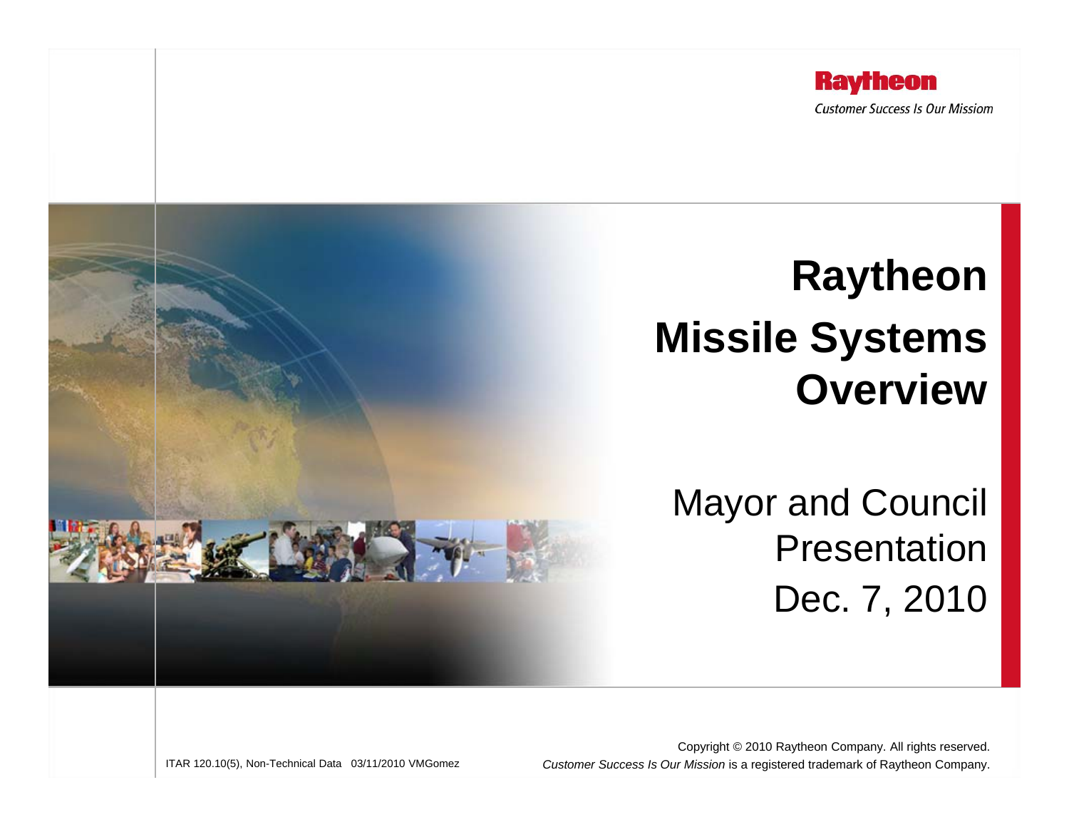**Raytheon**

*Customer Success Is Our Missiom*

# Raytheon Missile Systems Overview

Mayor and Council Presentation

Dec. 7, 2010

ITAR 120.10(5), Non-Technical Data 03/11/2010 VMGomez

Copyright © 2010 Raytheon Company. All rights reserved.
*Customer Success Is Our Mission* is a registered trademark of Raytheon Company.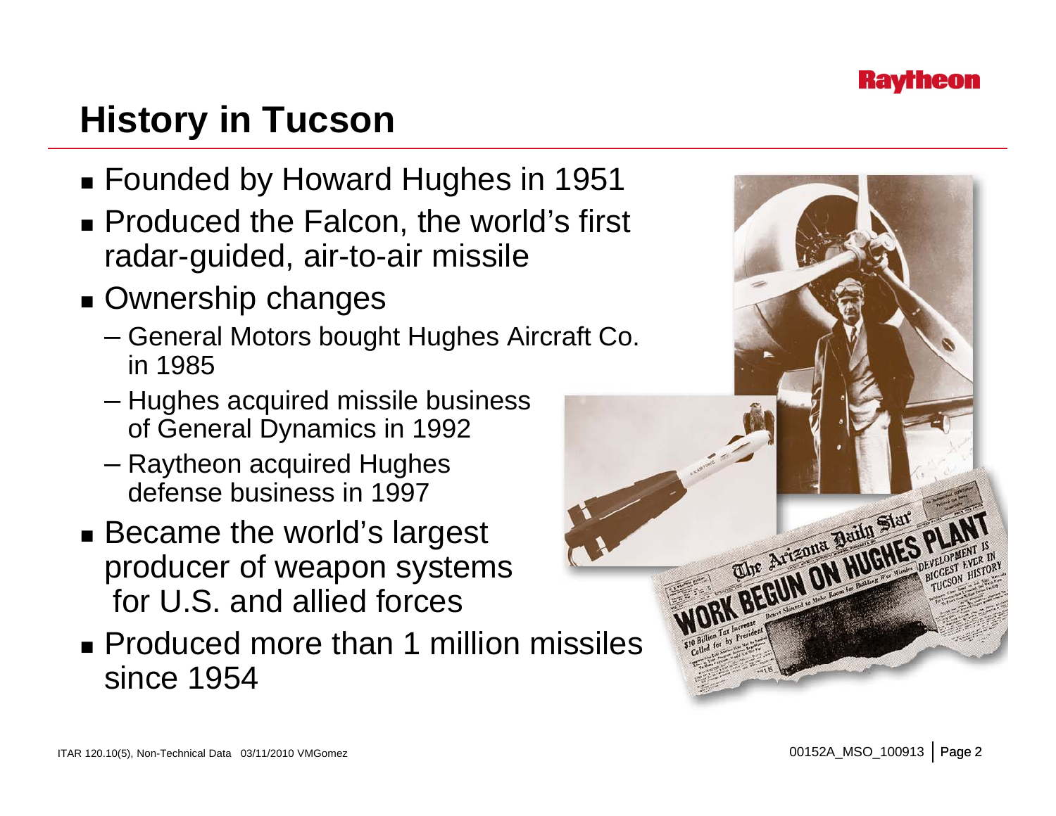# History in Tucson

- Founded by Howard Hughes in 1951
- Produced the Falcon, the world's first radar-guided, air-to-air missile
- Ownership changes
  - General Motors bought Hughes Aircraft Co. in 1985
  - Hughes acquired missile business of General Dynamics in 1992
  - Raytheon acquired Hughes defense business in 1997
- Became the world's largest producer of weapon systems for U.S. and allied forces
- Produced more than 1 million missiles since 1954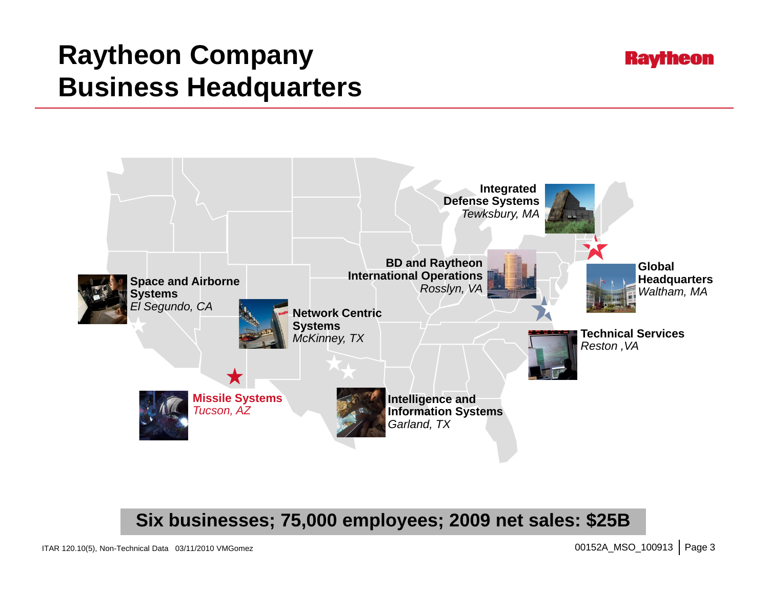# Raytheon Company Business Headquarters

Raytheon

**Integrated Defense Systems**
*Tewksbury, MA*

**BD and Raytheon International Operations**
*Rosslyn, VA*

**Global Headquarters**
*Waltham, MA*

**Space and Airborne Systems**
*El Segundo, CA*

**Network Centric Systems**
*McKinney, TX*

**Technical Services**
*Reston ,VA*

**Missile Systems**
*Tucson, AZ*

**Intelligence and Information Systems**
*Garland, TX*

**Six businesses; 75,000 employees; 2009 net sales: $25B**

ITAR 120.10(5), Non-Technical Data 03/11/2010 VMGomez

00152A_MSO_100913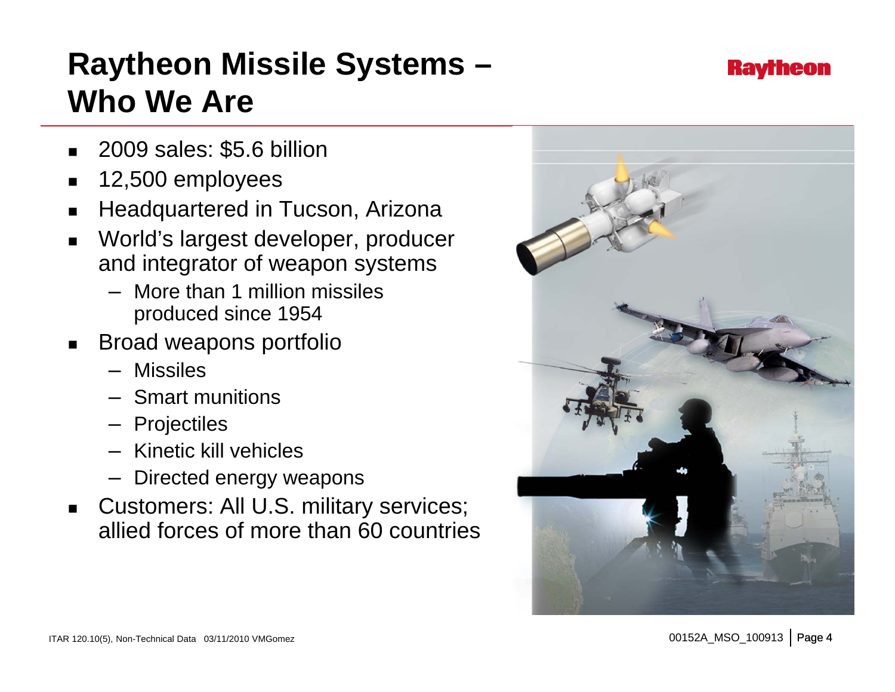# Raytheon Missile Systems – Who We Are

- 2009 sales: $5.6 billion
- 12,500 employees
- Headquartered in Tucson, Arizona
- World's largest developer, producer and integrator of weapon systems
  - More than 1 million missiles produced since 1954
- Broad weapons portfolio
  - Missiles
  - Smart munitions
  - Projectiles
  - Kinetic kill vehicles
  - Directed energy weapons
- Customers: All U.S. military services; allied forces of more than 60 countries

ITAR 120.10(5), Non-Technical Data 03/11/2010 VMGomez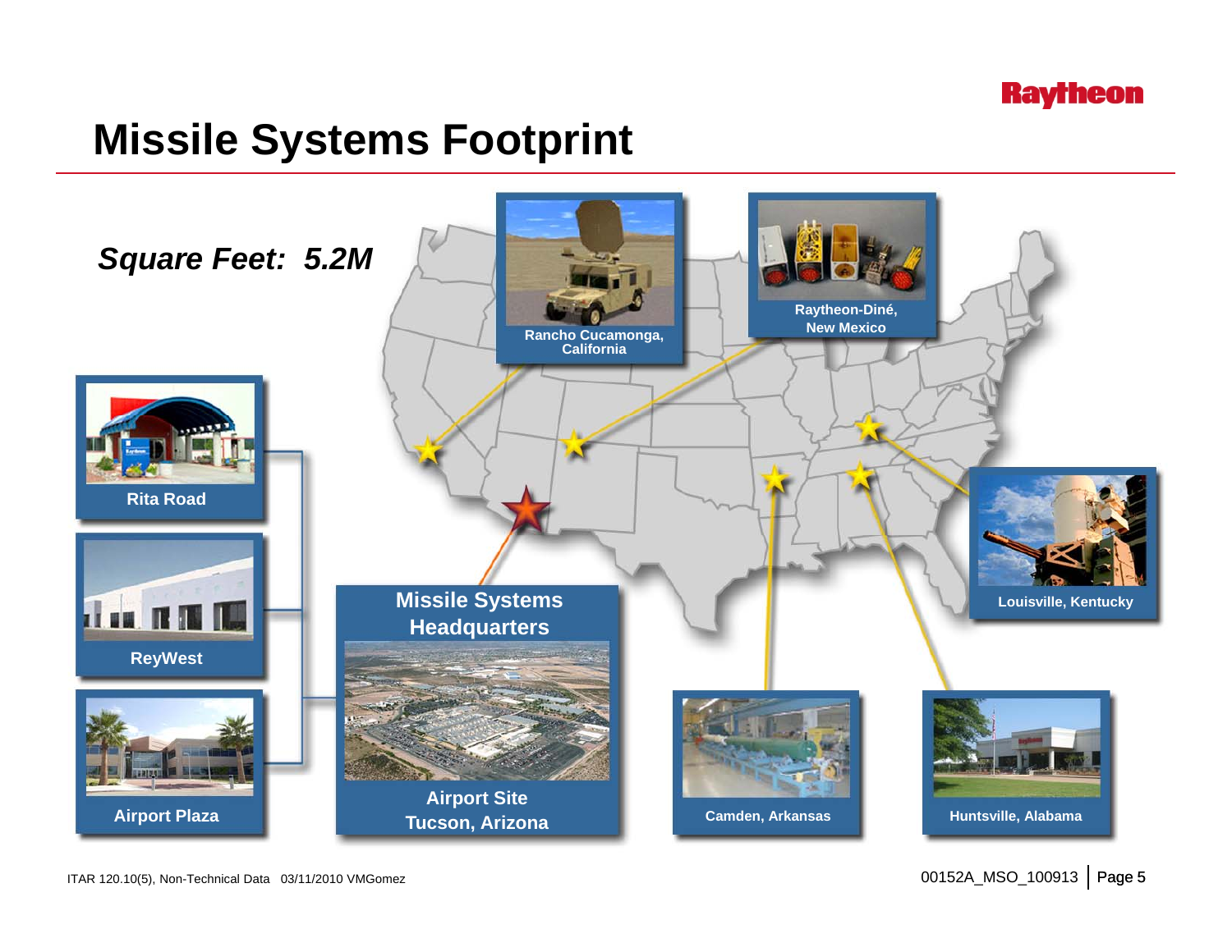# Missile Systems Footprint

*Square Feet: 5.2M*

**Rancho Cucamonga, California**

**Raytheon-Diné, New Mexico**

**Rita Road**

**ReyWest**

**Airport Plaza**

**Missile Systems Headquarters**

**Airport Site Tucson, Arizona**

**Louisville, Kentucky**

**Camden, Arkansas**

**Huntsville, Alabama**

ITAR 120.10(5), Non-Technical Data 03/11/2010 VMGomez

00152A_MSO_100913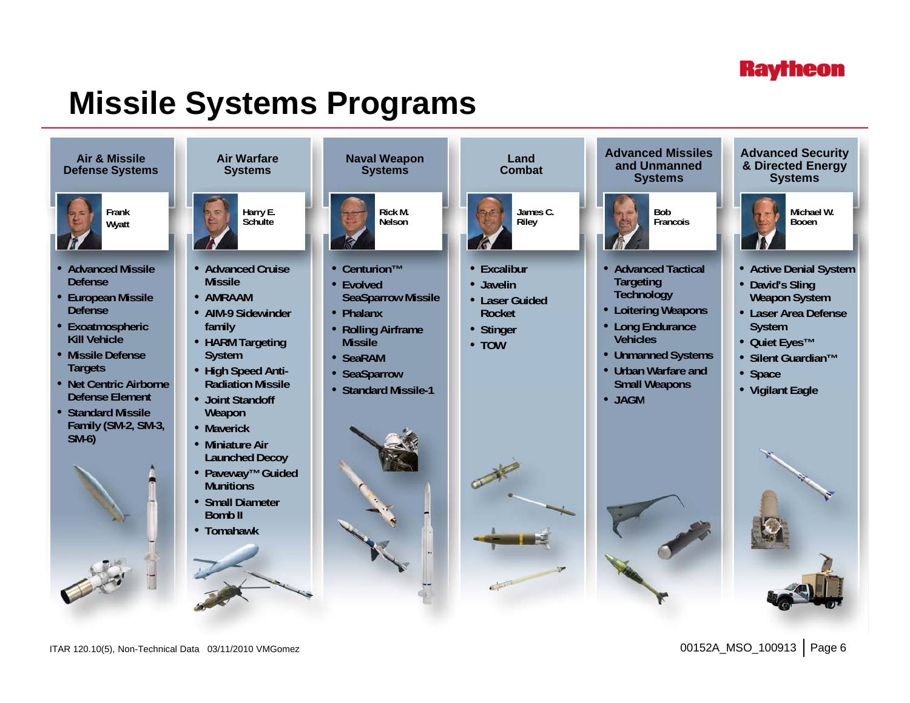# Missile Systems Programs

## Air & Missile Defense Systems

Frank Wyatt

- Advanced Missile Defense
- European Missile Defense
- Exoatmospheric Kill Vehicle
- Missile Defense Targets
- Net Centric Airborne Defense Element
- Standard Missile Family (SM-2, SM-3, SM-6)

## Air Warfare Systems

Harry E. Schulte

- Advanced Cruise Missile
- AMRAAM
- AIM-9 Sidewinder family
- HARM Targeting System
- High Speed Anti-Radiation Missile
- Joint Standoff Weapon
- Maverick
- Miniature Air Launched Decoy
- Paveway™ Guided Munitions
- Small Diameter Bomb II
- Tomahawk

## Naval Weapon Systems

Rick M. Nelson

- Centurion™
- Evolved SeaSparrow Missile
- Phalanx
- Rolling Airframe Missile
- SeaRAM
- SeaSparrow
- Standard Missile-1

## Land Combat

James C. Riley

- Excalibur
- Javelin
- Laser Guided Rocket
- Stinger
- TOW

## Advanced Missiles and Unmanned Systems

Bob Francois

- Advanced Tactical Targeting Technology
- Loitering Weapons
- Long Endurance Vehicles
- Unmanned Systems
- Urban Warfare and Small Weapons
- JAGM

## Advanced Security & Directed Energy Systems

Michael W. Booen

- Active Denial System
- David's Sling Weapon System
- Laser Area Defense System
- Quiet Eyes™
- Silent Guardian™
- Space
- Vigilant Eagle

ITAR 120.10(5), Non-Technical Data 03/11/2010 VMGomez

00152A_MSO_100913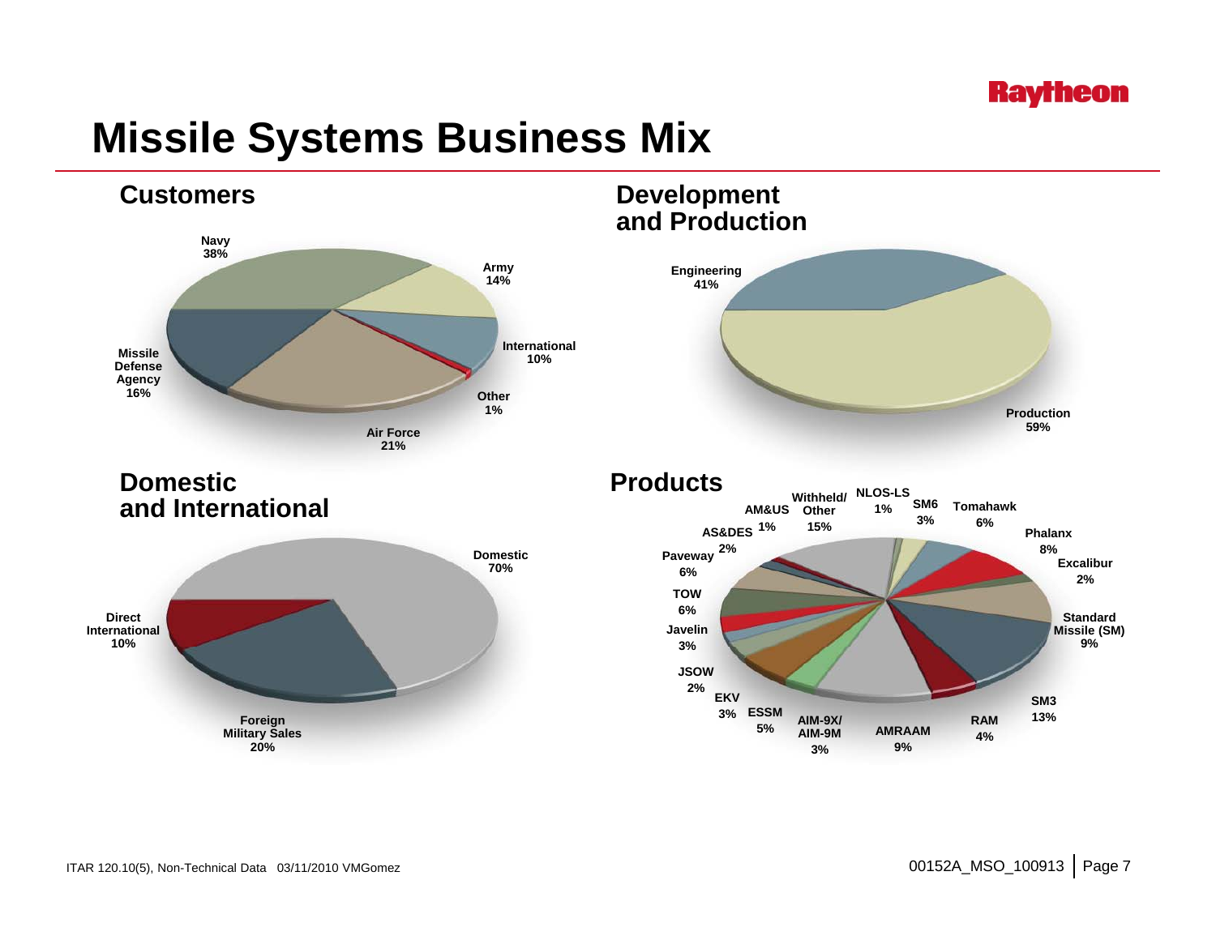# Missile Systems Business Mix

## Customers

- Navy 38%
- Army 14%
- International 10%
- Other 1%
- Air Force 21%
- Missile Defense Agency 16%

## Development and Production

- Engineering 41%
- Production 59%

## Domestic and International

- Domestic 70%
- Foreign Military Sales 20%
- Direct International 10%

## Products

- Withheld/ Other 15%
- NLOS-LS 1%
- SM6 3%
- Tomahawk 6%
- Phalanx 8%
- Excalibur 2%
- Standard Missile (SM) 9%
- SM3 13%
- RAM 4%
- AMRAAM 9%
- AIM-9X/ AIM-9M 3%
- ESSM 5%
- EKV 3%
- JSOW 2%
- Javelin 3%
- TOW 6%
- Paveway 6%
- AS&DES 2%
- AM&US 1%

ITAR 120.10(5), Non-Technical Data 03/11/2010 VMGomez

00152A_MSO_100913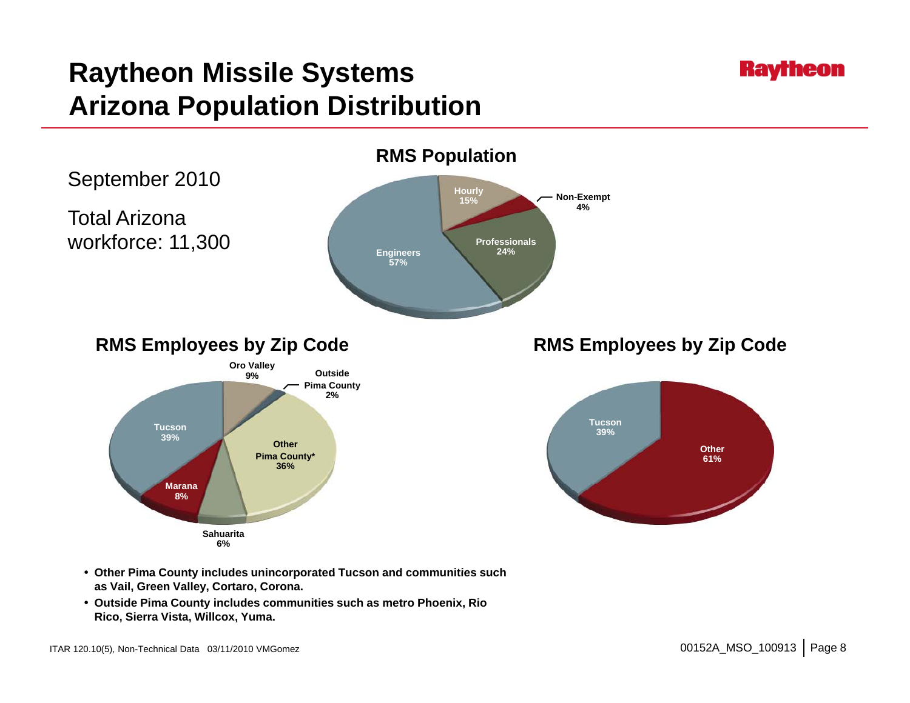# Raytheon Missile Systems Arizona Population Distribution

September 2010

Total Arizona workforce: 11,300

## RMS Population

| Category | Percentage |
|---|---|
| Engineers | 57% |
| Professionals | 24% |
| Hourly | 15% |
| Non-Exempt | 4% |

## RMS Employees by Zip Code

| Location | Percentage |
|---|---|
| Tucson | 39% |
| Other Pima County* | 36% |
| Oro Valley | 9% |
| Marana | 8% |
| Sahuarita | 6% |
| Outside Pima County | 2% |

## RMS Employees by Zip Code

| Location | Percentage |
|---|---|
| Tucson | 39% |
| Other | 61% |

- **Other Pima County includes unincorporated Tucson and communities such as Vail, Green Valley, Cortaro, Corona.**
- **Outside Pima County includes communities such as metro Phoenix, Rio Rico, Sierra Vista, Willcox, Yuma.**

ITAR 120.10(5), Non-Technical Data 03/11/2010 VMGomez

00152A_MSO_100913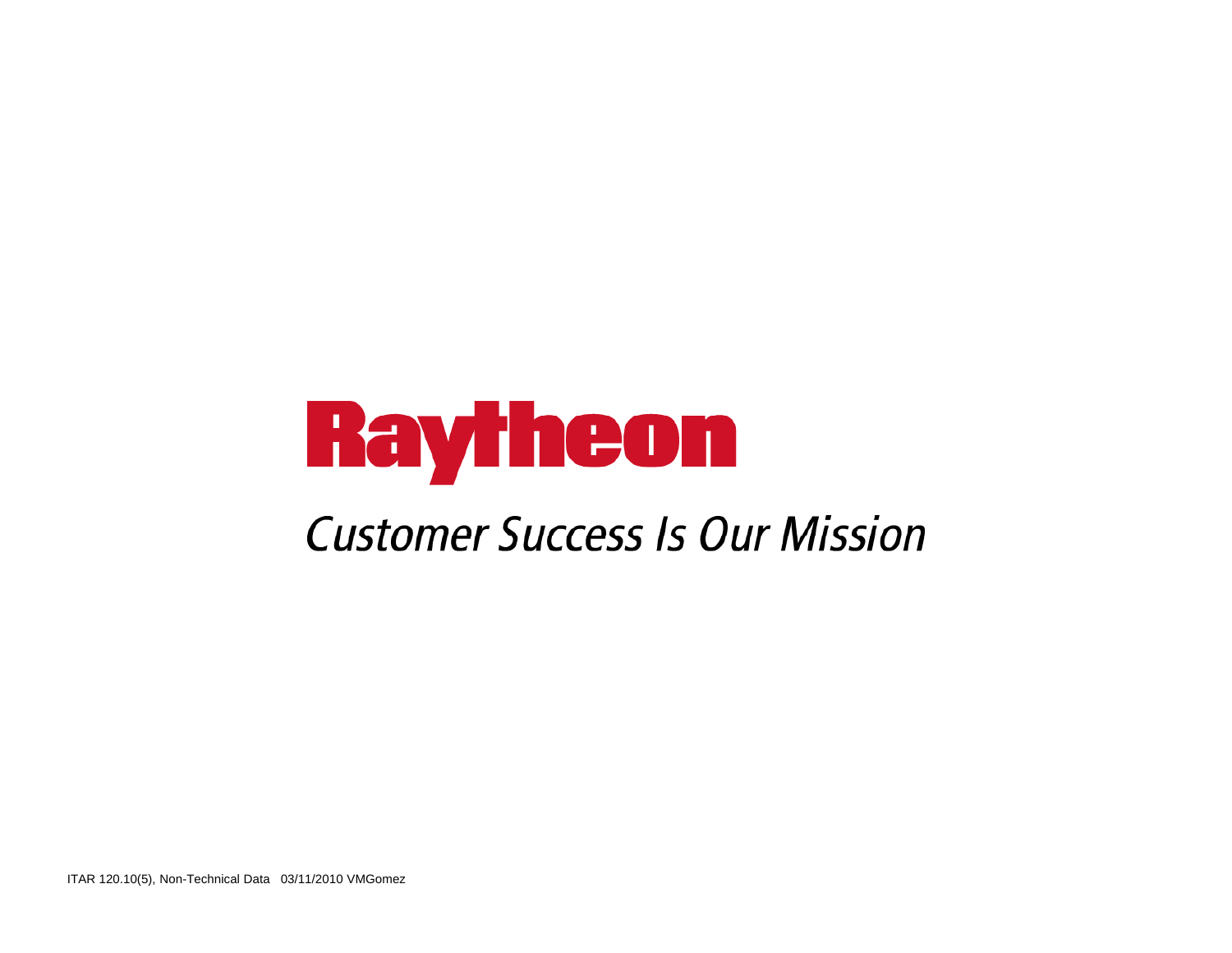Raytheon

*Customer Success Is Our Mission*

ITAR 120.10(5), Non-Technical Data 03/11/2010 VMGomez